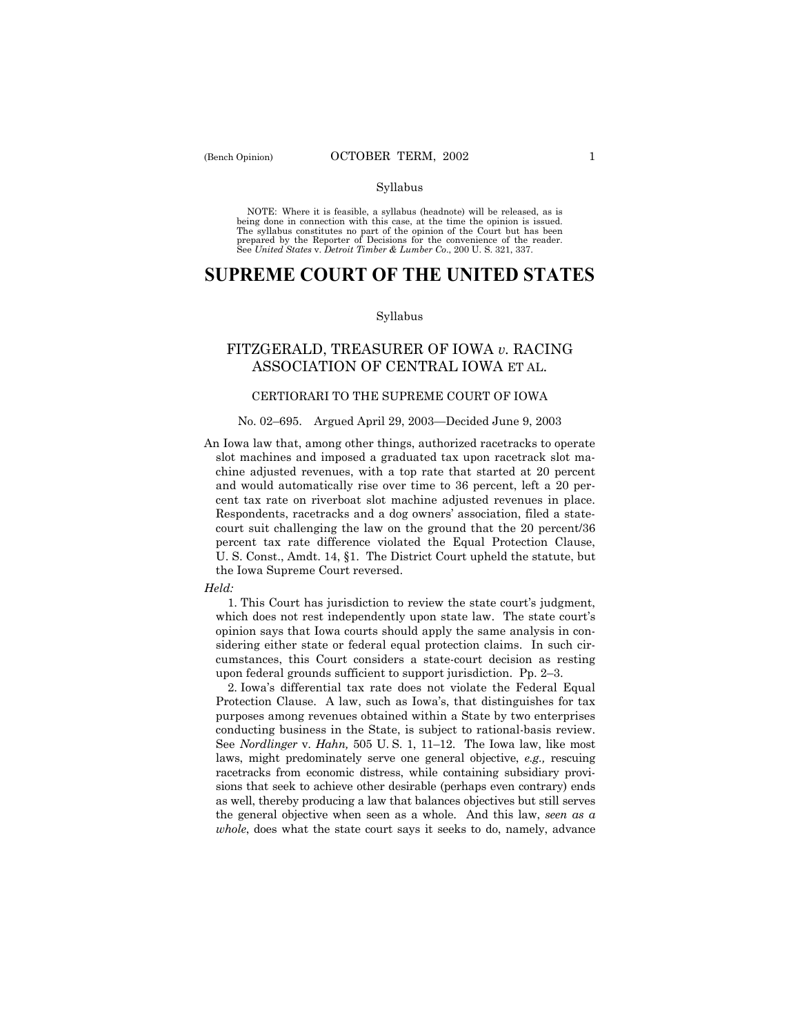Syllabus

NOTE: Where it is feasible, a syllabus (headnote) will be released, as is being done in connection with this case, at the time the opinion is issued. The syllabus constitutes no part of the opinion of the Court but has been prepared by the Reporter of Decisions for the convenience of the reader. See *United States* v. *Detroit Timber & Lumber Co.*, 200 U. S. 321, 337.

# SUPREME COURT OF THE UNITED STATES

Syllabus

## FITZGERALD, TREASURER OF IOWA *v.* RACING ASSOCIATION OF CENTRAL IOWA ET AL.

CERTIORARI TO THE SUPREME COURT OF IOWA

No. 02–695. Argued April 29, 2003—Decided June 9, 2003

An Iowa law that, among other things, authorized racetracks to operate slot machines and imposed a graduated tax upon racetrack slot machine adjusted revenues, with a top rate that started at 20 percent and would automatically rise over time to 36 percent, left a 20 percent tax rate on riverboat slot machine adjusted revenues in place. Respondents, racetracks and a dog owners' association, filed a state-court suit challenging the law on the ground that the 20 percent/36 percent tax rate difference violated the Equal Protection Clause, U. S. Const., Amdt. 14, §1. The District Court upheld the statute, but the Iowa Supreme Court reversed.

*Held:*

1. This Court has jurisdiction to review the state court's judgment, which does not rest independently upon state law. The state court's opinion says that Iowa courts should apply the same analysis in considering either state or federal equal protection claims. In such circumstances, this Court considers a state-court decision as resting upon federal grounds sufficient to support jurisdiction. Pp. 2–3.

2. Iowa's differential tax rate does not violate the Federal Equal Protection Clause. A law, such as Iowa's, that distinguishes for tax purposes among revenues obtained within a State by two enterprises conducting business in the State, is subject to rational-basis review. See *Nordlinger* v. *Hahn,* 505 U. S. 1, 11–12. The Iowa law, like most laws, might predominately serve one general objective, *e.g.,* rescuing racetracks from economic distress, while containing subsidiary provisions that seek to achieve other desirable (perhaps even contrary) ends as well, thereby producing a law that balances objectives but still serves the general objective when seen as a whole. And this law, *seen as a whole*, does what the state court says it seeks to do, namely, advance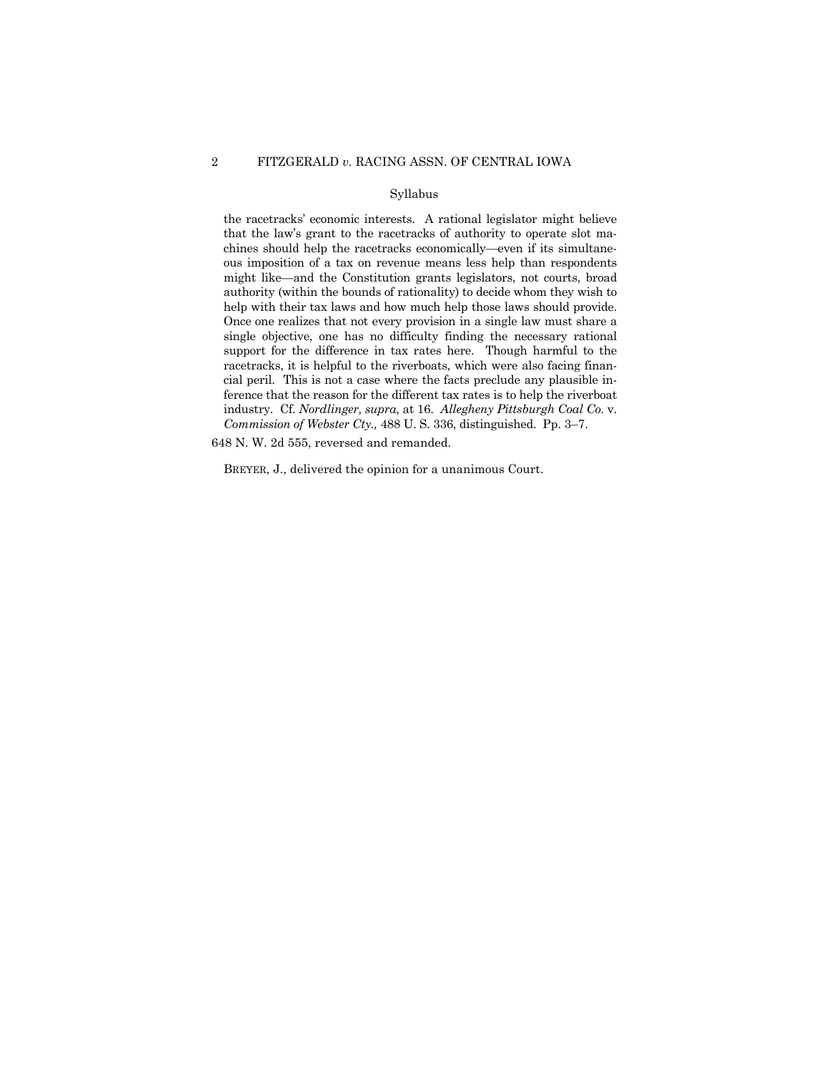Syllabus

the racetracks' economic interests. A rational legislator might believe that the law's grant to the racetracks of authority to operate slot machines should help the racetracks economically—even if its simultaneous imposition of a tax on revenue means less help than respondents might like—and the Constitution grants legislators, not courts, broad authority (within the bounds of rationality) to decide whom they wish to help with their tax laws and how much help those laws should provide. Once one realizes that not every provision in a single law must share a single objective, one has no difficulty finding the necessary rational support for the difference in tax rates here. Though harmful to the racetracks, it is helpful to the riverboats, which were also facing financial peril. This is not a case where the facts preclude any plausible inference that the reason for the different tax rates is to help the riverboat industry. Cf. *Nordlinger, supra,* at 16. *Allegheny Pittsburgh Coal Co.* v. *Commission of Webster Cty.,* 488 U. S. 336, distinguished. Pp. 3–7.

648 N. W. 2d 555, reversed and remanded.

BREYER, J., delivered the opinion for a unanimous Court.